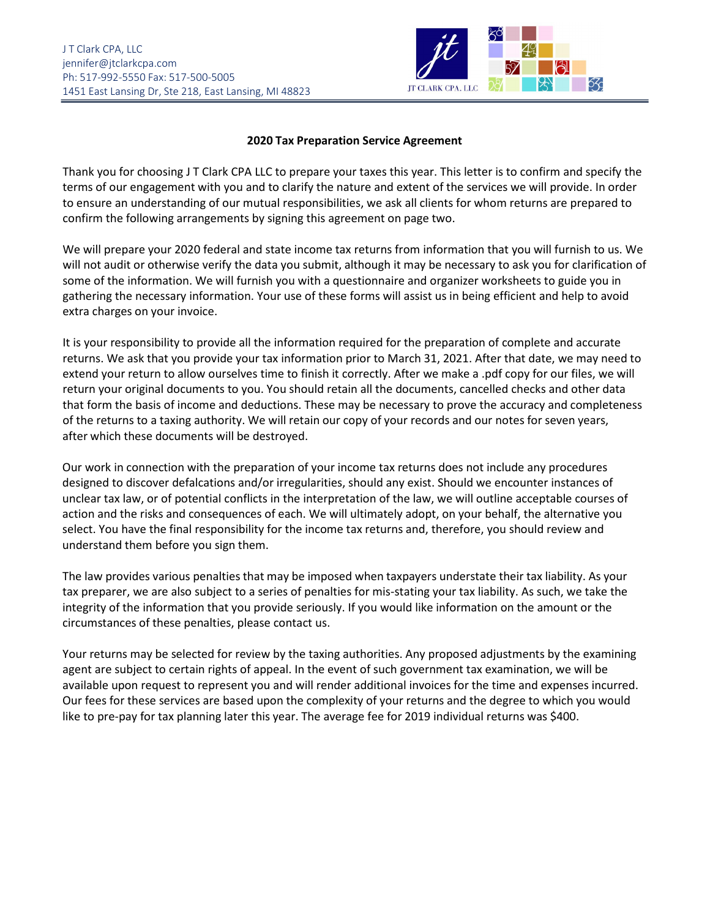J T Clark CPA, LLC
jennifer@jtclarkcpa.com
Ph: 517-992-5550 Fax: 517-500-5005
1451 East Lansing Dr, Ste 218, East Lansing, MI 48823

**2020 Tax Preparation Service Agreement**

Thank you for choosing J T Clark CPA LLC to prepare your taxes this year. This letter is to confirm and specify the terms of our engagement with you and to clarify the nature and extent of the services we will provide. In order to ensure an understanding of our mutual responsibilities, we ask all clients for whom returns are prepared to confirm the following arrangements by signing this agreement on page two.

We will prepare your 2020 federal and state income tax returns from information that you will furnish to us. We will not audit or otherwise verify the data you submit, although it may be necessary to ask you for clarification of some of the information. We will furnish you with a questionnaire and organizer worksheets to guide you in gathering the necessary information. Your use of these forms will assist us in being efficient and help to avoid extra charges on your invoice.

It is your responsibility to provide all the information required for the preparation of complete and accurate returns. We ask that you provide your tax information prior to March 31, 2021. After that date, we may need to extend your return to allow ourselves time to finish it correctly. After we make a .pdf copy for our files, we will return your original documents to you. You should retain all the documents, cancelled checks and other data that form the basis of income and deductions. These may be necessary to prove the accuracy and completeness of the returns to a taxing authority. We will retain our copy of your records and our notes for seven years, after which these documents will be destroyed.

Our work in connection with the preparation of your income tax returns does not include any procedures designed to discover defalcations and/or irregularities, should any exist. Should we encounter instances of unclear tax law, or of potential conflicts in the interpretation of the law, we will outline acceptable courses of action and the risks and consequences of each. We will ultimately adopt, on your behalf, the alternative you select. You have the final responsibility for the income tax returns and, therefore, you should review and understand them before you sign them.

The law provides various penalties that may be imposed when taxpayers understate their tax liability. As your tax preparer, we are also subject to a series of penalties for mis-stating your tax liability. As such, we take the integrity of the information that you provide seriously. If you would like information on the amount or the circumstances of these penalties, please contact us.

Your returns may be selected for review by the taxing authorities. Any proposed adjustments by the examining agent are subject to certain rights of appeal. In the event of such government tax examination, we will be available upon request to represent you and will render additional invoices for the time and expenses incurred. Our fees for these services are based upon the complexity of your returns and the degree to which you would like to pre-pay for tax planning later this year. The average fee for 2019 individual returns was $400.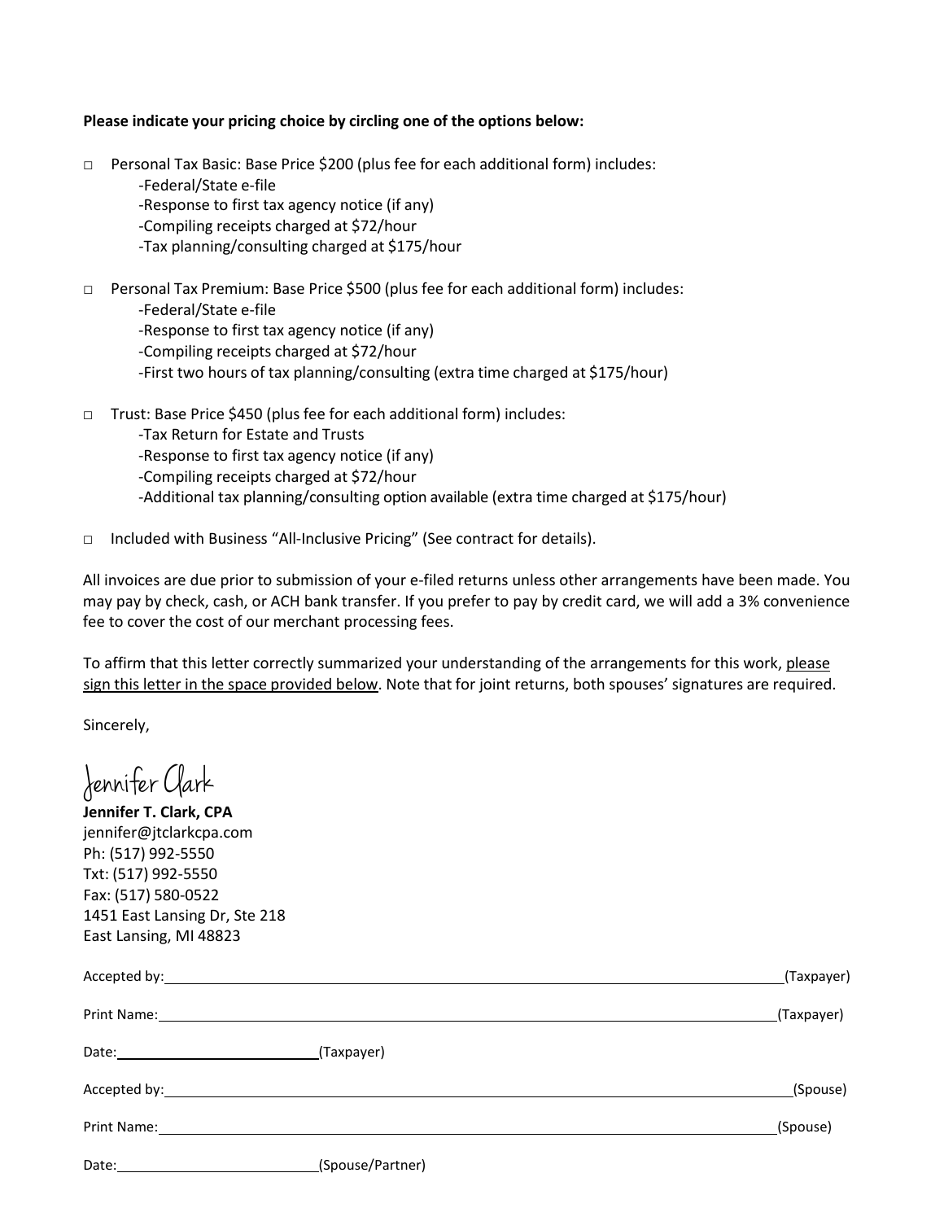**Please indicate your pricing choice by circling one of the options below:**

□ Personal Tax Basic: Base Price $200 (plus fee for each additional form) includes:
  - Federal/State e-file
  - Response to first tax agency notice (if any)
  - Compiling receipts charged at $72/hour
  - Tax planning/consulting charged at $175/hour

□ Personal Tax Premium: Base Price $500 (plus fee for each additional form) includes:
  - Federal/State e-file
  - Response to first tax agency notice (if any)
  - Compiling receipts charged at $72/hour
  - First two hours of tax planning/consulting (extra time charged at $175/hour)

□ Trust: Base Price $450 (plus fee for each additional form) includes:
  - Tax Return for Estate and Trusts
  - Response to first tax agency notice (if any)
  - Compiling receipts charged at $72/hour
  - Additional tax planning/consulting option available (extra time charged at $175/hour)

□ Included with Business "All-Inclusive Pricing" (See contract for details).

All invoices are due prior to submission of your e-filed returns unless other arrangements have been made. You may pay by check, cash, or ACH bank transfer. If you prefer to pay by credit card, we will add a 3% convenience fee to cover the cost of our merchant processing fees.

To affirm that this letter correctly summarized your understanding of the arrangements for this work, please sign this letter in the space provided below. Note that for joint returns, both spouses' signatures are required.

Sincerely,

Jennifer Clark

**Jennifer T. Clark, CPA**
jennifer@jtclarkcpa.com
Ph: (517) 992-5550
Txt: (517) 992-5550
Fax: (517) 580-0522
1451 East Lansing Dr, Ste 218
East Lansing, MI 48823

Accepted by: ______________________________ (Taxpayer)

Print Name: ______________________________ (Taxpayer)

Date: ____________ (Taxpayer)

Accepted by: ______________________________ (Spouse)

Print Name: ______________________________ (Spouse)

Date: ____________ (Spouse/Partner)